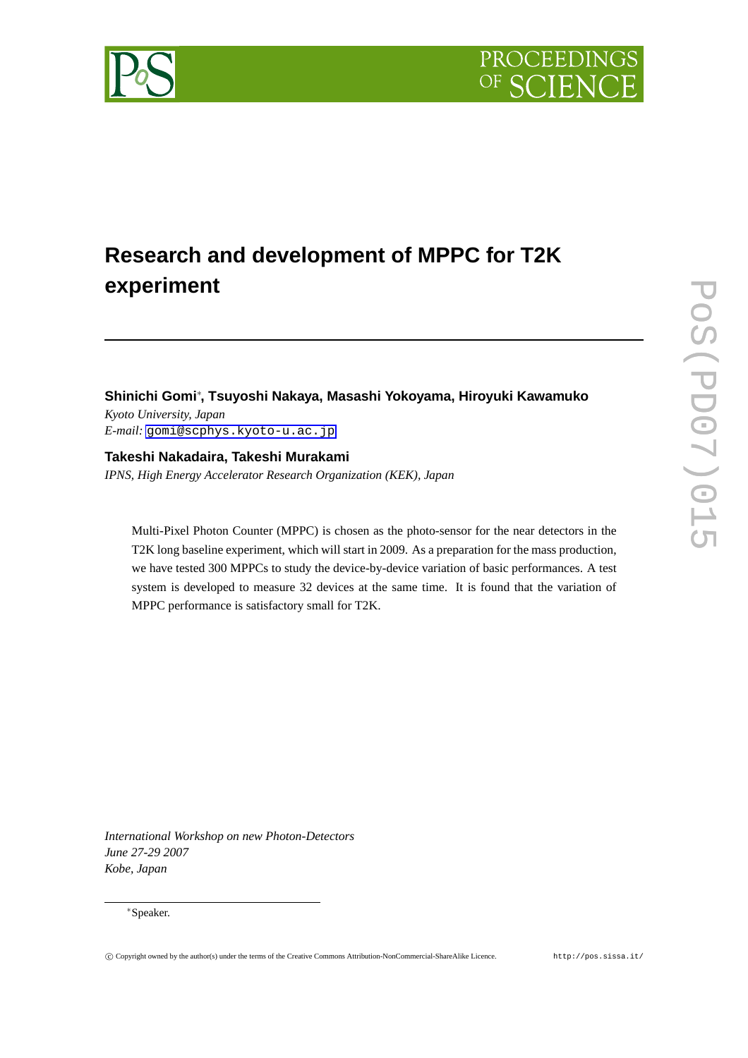# Research and development of MPPC for T2K experiment

**Shinichi Gomi***, **Tsuyoshi Nakaya, Masashi Yokoyama, Hiroyuki Kawamuko**

*Kyoto University, Japan*

*E-mail:* gomi@scphys.kyoto-u.ac.jp

**Takeshi Nakadaira, Takeshi Murakami**

*IPNS, High Energy Accelerator Research Organization (KEK), Japan*

Multi-Pixel Photon Counter (MPPC) is chosen as the photo-sensor for the near detectors in the T2K long baseline experiment, which will start in 2009. As a preparation for the mass production, we have tested 300 MPPCs to study the device-by-device variation of basic performances. A test system is developed to measure 32 devices at the same time. It is found that the variation of MPPC performance is satisfactory small for T2K.

*International Workshop on new Photon-Detectors*
*June 27-29 2007*
*Kobe, Japan*

*Speaker.

© Copyright owned by the author(s) under the terms of the Creative Commons Attribution-NonCommercial-ShareAlike Licence. http://pos.sissa.it/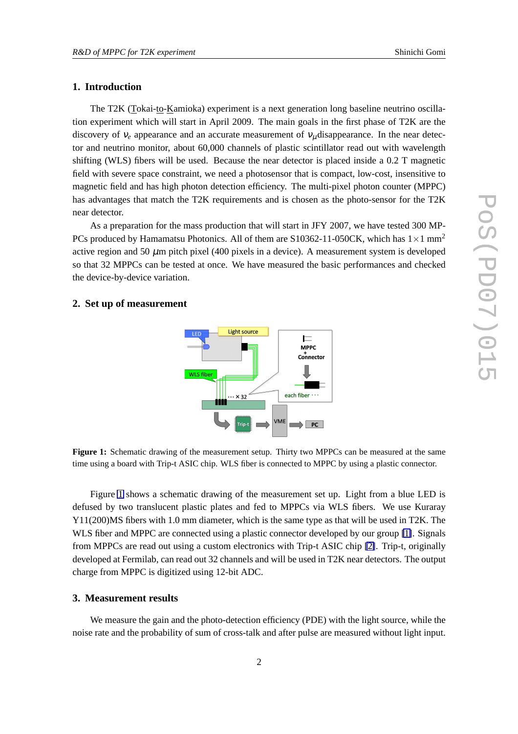## 1. Introduction

The T2K (Tokai-to-Kamioka) experiment is a next generation long baseline neutrino oscillation experiment which will start in April 2009. The main goals in the first phase of T2K are the discovery of $\nu_e$ appearance and an accurate measurement of $\nu_\mu$disappearance. In the near detector and neutrino monitor, about 60,000 channels of plastic scintillator read out with wavelength shifting (WLS) fibers will be used. Because the near detector is placed inside a 0.2 T magnetic field with severe space constraint, we need a photosensor that is compact, low-cost, insensitive to magnetic field and has high photon detection efficiency. The multi-pixel photon counter (MPPC) has advantages that match the T2K requirements and is chosen as the photo-sensor for the T2K near detector.

As a preparation for the mass production that will start in JFY 2007, we have tested 300 MPPCs produced by Hamamatsu Photonics. All of them are S10362-11-050CK, which has $1\times1$ mm$^2$ active region and 50 $\mu$m pitch pixel (400 pixels in a device). A measurement system is developed so that 32 MPPCs can be tested at once. We have measured the basic performances and checked the device-by-device variation.

## 2. Set up of measurement

**Figure 1:** Schematic drawing of the measurement setup. Thirty two MPPCs can be measured at the same time using a board with Trip-t ASIC chip. WLS fiber is connected to MPPC by using a plastic connector.

Figure 1 shows a schematic drawing of the measurement set up. Light from a blue LED is defused by two translucent plastic plates and fed to MPPCs via WLS fibers. We use Kuraray Y11(200)MS fibers with 1.0 mm diameter, which is the same type as that will be used in T2K. The WLS fiber and MPPC are connected using a plastic connector developed by our group [1]. Signals from MPPCs are read out using a custom electronics with Trip-t ASIC chip [2]. Trip-t, originally developed at Fermilab, can read out 32 channels and will be used in T2K near detectors. The output charge from MPPC is digitized using 12-bit ADC.

## 3. Measurement results

We measure the gain and the photo-detection efficiency (PDE) with the light source, while the noise rate and the probability of sum of cross-talk and after pulse are measured without light input.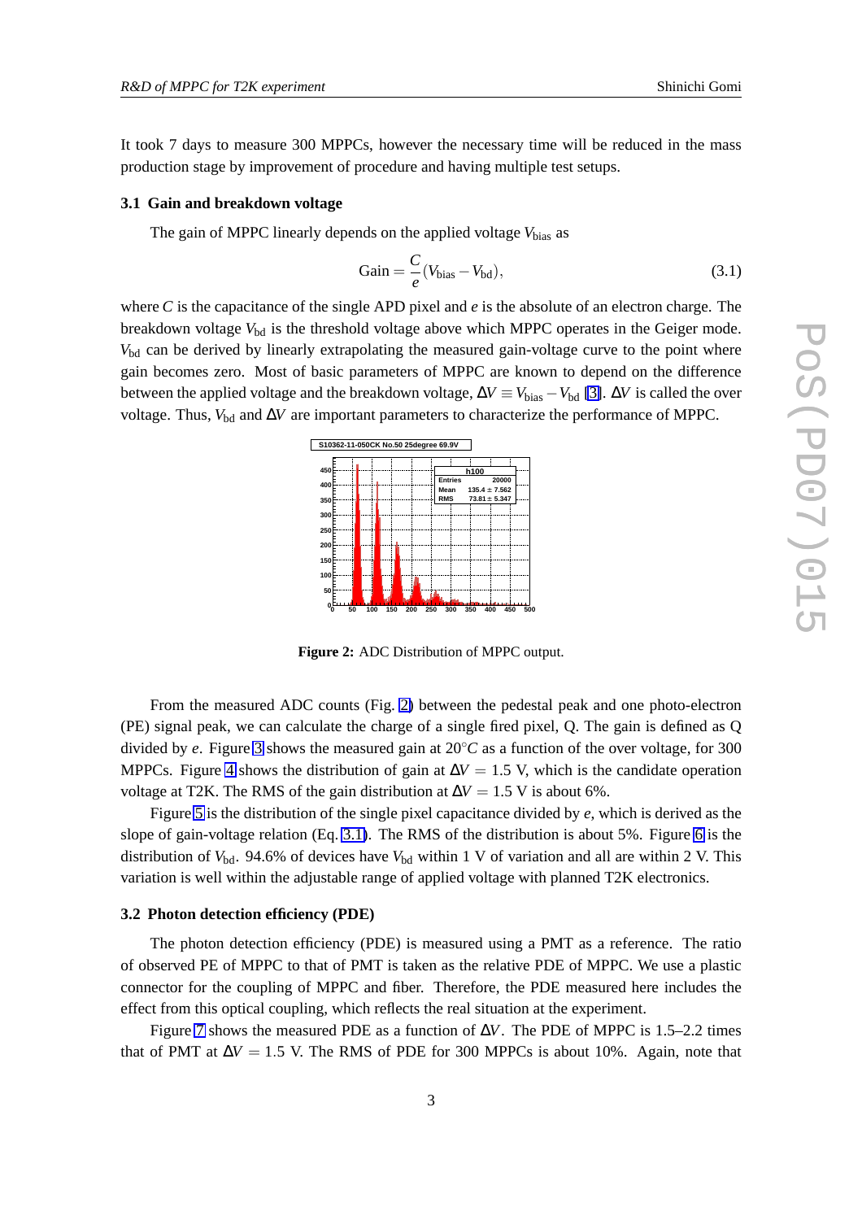It took 7 days to measure 300 MPPCs, however the necessary time will be reduced in the mass production stage by improvement of procedure and having multiple test setups.

### 3.1 Gain and breakdown voltage

The gain of MPPC linearly depends on the applied voltage $V_{\mathrm{bias}}$ as

$$\mathrm{Gain} = \frac{C}{e}(V_{\mathrm{bias}} - V_{\mathrm{bd}}), \tag{3.1}$$

where $C$ is the capacitance of the single APD pixel and $e$ is the absolute of an electron charge. The breakdown voltage $V_{\mathrm{bd}}$ is the threshold voltage above which MPPC operates in the Geiger mode. $V_{\mathrm{bd}}$ can be derived by linearly extrapolating the measured gain-voltage curve to the point where gain becomes zero. Most of basic parameters of MPPC are known to depend on the difference between the applied voltage and the breakdown voltage, $\Delta V \equiv V_{\mathrm{bias}} - V_{\mathrm{bd}}$ [3]. $\Delta V$ is called the over voltage. Thus, $V_{\mathrm{bd}}$ and $\Delta V$ are important parameters to characterize the performance of MPPC.

**Figure 2:** ADC Distribution of MPPC output.

From the measured ADC counts (Fig. 2) between the pedestal peak and one photo-electron (PE) signal peak, we can calculate the charge of a single fired pixel, Q. The gain is defined as Q divided by $e$. Figure 3 shows the measured gain at 20°$C$ as a function of the over voltage, for 300 MPPCs. Figure 4 shows the distribution of gain at $\Delta V = 1.5$ V, which is the candidate operation voltage at T2K. The RMS of the gain distribution at $\Delta V = 1.5$ V is about 6%.

Figure 5 is the distribution of the single pixel capacitance divided by $e$, which is derived as the slope of gain-voltage relation (Eq. 3.1). The RMS of the distribution is about 5%. Figure 6 is the distribution of $V_{\mathrm{bd}}$. 94.6% of devices have $V_{\mathrm{bd}}$ within 1 V of variation and all are within 2 V. This variation is well within the adjustable range of applied voltage with planned T2K electronics.

### 3.2 Photon detection efficiency (PDE)

The photon detection efficiency (PDE) is measured using a PMT as a reference. The ratio of observed PE of MPPC to that of PMT is taken as the relative PDE of MPPC. We use a plastic connector for the coupling of MPPC and fiber. Therefore, the PDE measured here includes the effect from this optical coupling, which reflects the real situation at the experiment.

Figure 7 shows the measured PDE as a function of $\Delta V$. The PDE of MPPC is 1.5–2.2 times that of PMT at $\Delta V = 1.5$ V. The RMS of PDE for 300 MPPCs is about 10%. Again, note that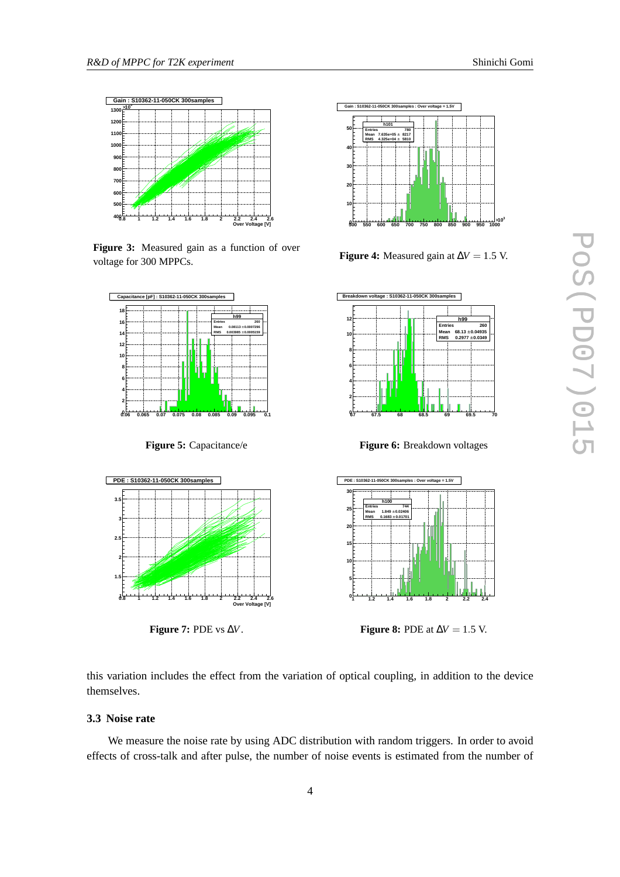**Figure 3:** Measured gain as a function of over voltage for 300 MPPCs.

**Figure 4:** Measured gain at $\Delta V = 1.5$ V.

**Figure 5:** Capacitance/e

**Figure 6:** Breakdown voltages

**Figure 7:** PDE vs $\Delta V$.

**Figure 8:** PDE at $\Delta V = 1.5$ V.

this variation includes the effect from the variation of optical coupling, in addition to the device themselves.

### 3.3 Noise rate

We measure the noise rate by using ADC distribution with random triggers. In order to avoid effects of cross-talk and after pulse, the number of noise events is estimated from the number of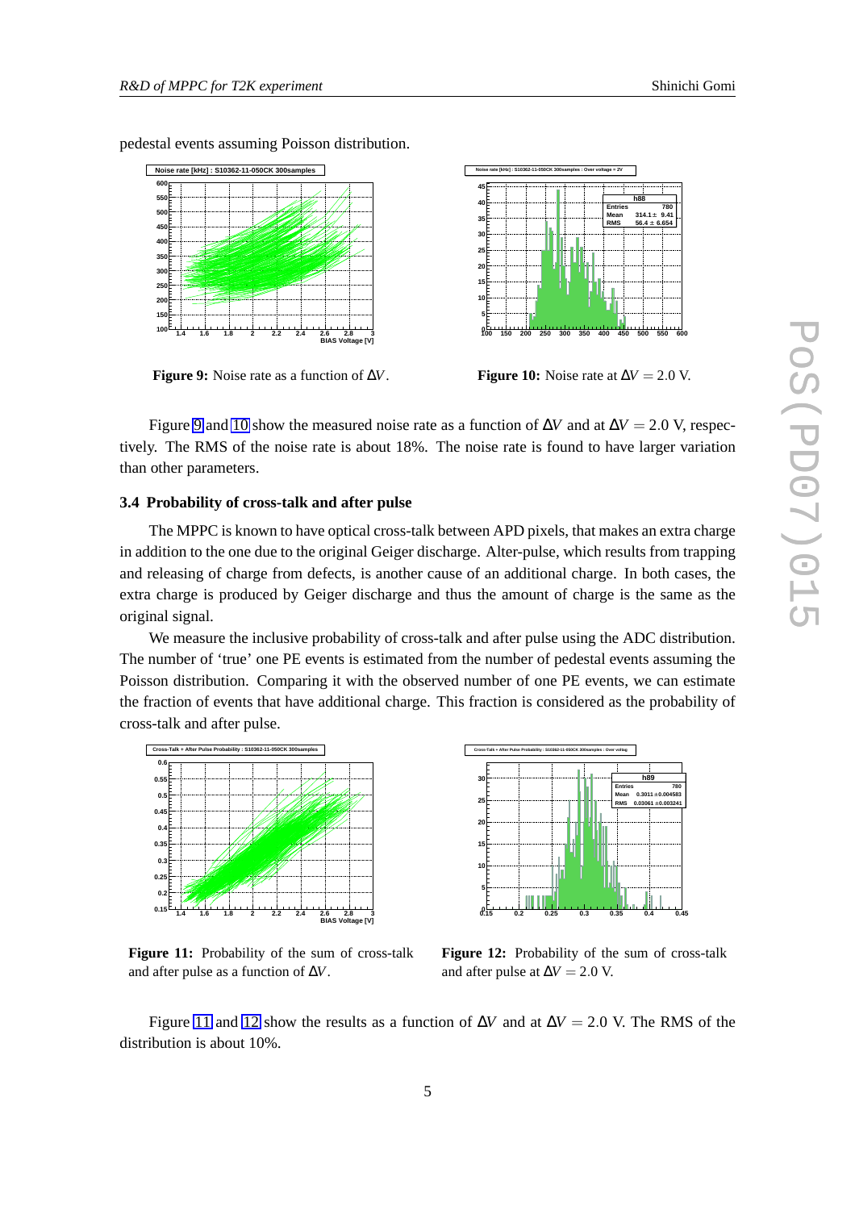pedestal events assuming Poisson distribution.

**Figure 9:** Noise rate as a function of $\Delta V$.

**Figure 10:** Noise rate at $\Delta V = 2.0$ V.

Figure 9 and 10 show the measured noise rate as a function of $\Delta V$ and at $\Delta V = 2.0$ V, respectively. The RMS of the noise rate is about 18%. The noise rate is found to have larger variation than other parameters.

### 3.4 Probability of cross-talk and after pulse

The MPPC is known to have optical cross-talk between APD pixels, that makes an extra charge in addition to the one due to the original Geiger discharge. Alter-pulse, which results from trapping and releasing of charge from defects, is another cause of an additional charge. In both cases, the extra charge is produced by Geiger discharge and thus the amount of charge is the same as the original signal.

We measure the inclusive probability of cross-talk and after pulse using the ADC distribution. The number of 'true' one PE events is estimated from the number of pedestal events assuming the Poisson distribution. Comparing it with the observed number of one PE events, we can estimate the fraction of events that have additional charge. This fraction is considered as the probability of cross-talk and after pulse.

**Figure 11:** Probability of the sum of cross-talk and after pulse as a function of $\Delta V$.

**Figure 12:** Probability of the sum of cross-talk and after pulse at $\Delta V = 2.0$ V.

Figure 11 and 12 show the results as a function of $\Delta V$ and at $\Delta V = 2.0$ V. The RMS of the distribution is about 10%.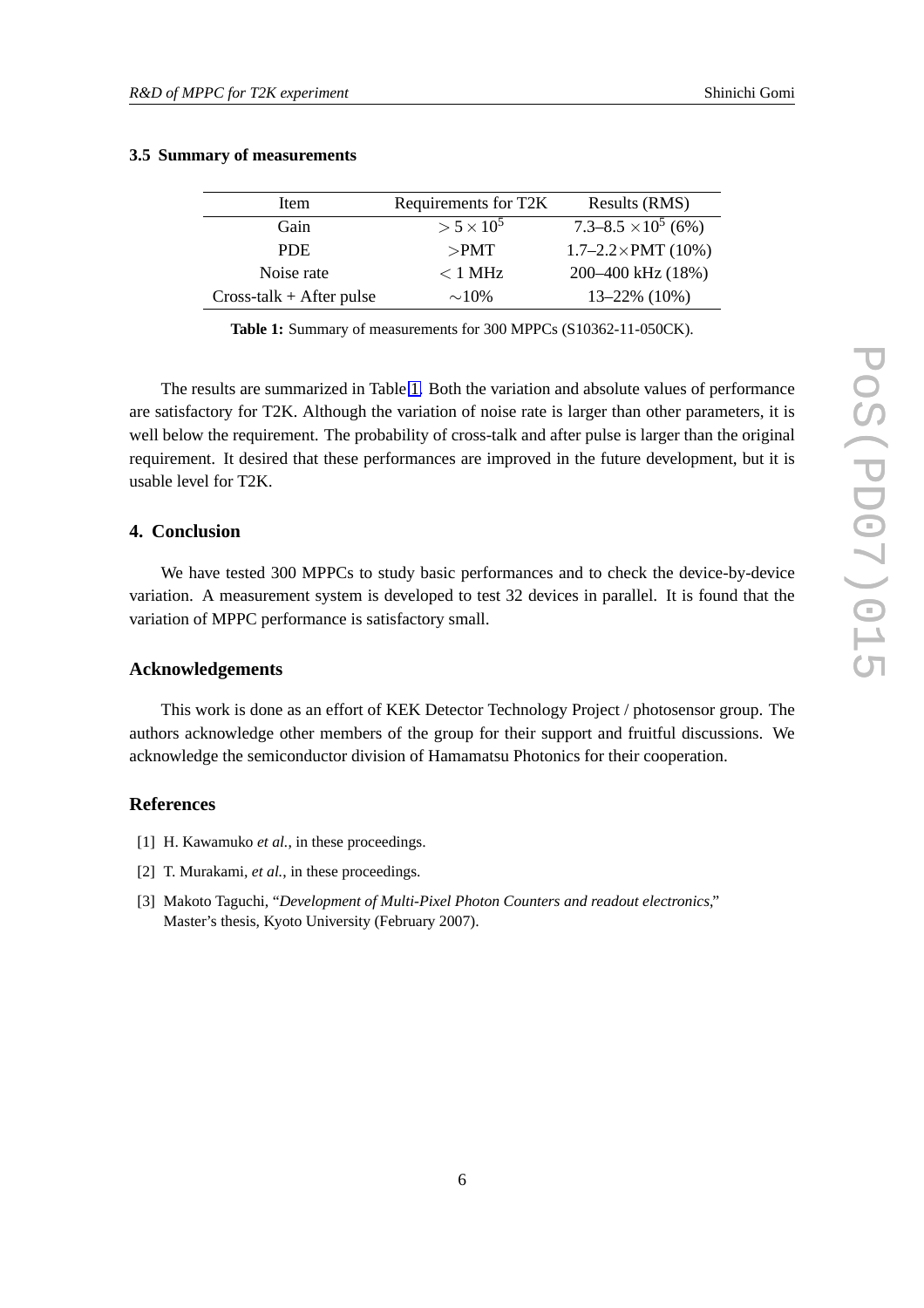### 3.5 Summary of measurements

| Item | Requirements for T2K | Results (RMS) |
| --- | --- | --- |
| Gain | $> 5 \times 10^5$ | 7.3–8.5 $\times 10^5$ (6%) |
| PDE | >PMT | 1.7–2.2×PMT (10%) |
| Noise rate | $< 1$ MHz | 200–400 kHz (18%) |
| Cross-talk + After pulse | ∼10% | 13–22% (10%) |

**Table 1:** Summary of measurements for 300 MPPCs (S10362-11-050CK).

The results are summarized in Table 1. Both the variation and absolute values of performance are satisfactory for T2K. Although the variation of noise rate is larger than other parameters, it is well below the requirement. The probability of cross-talk and after pulse is larger than the original requirement. It desired that these performances are improved in the future development, but it is usable level for T2K.

## 4. Conclusion

We have tested 300 MPPCs to study basic performances and to check the device-by-device variation. A measurement system is developed to test 32 devices in parallel. It is found that the variation of MPPC performance is satisfactory small.

## Acknowledgements

This work is done as an effort of KEK Detector Technology Project / photosensor group. The authors acknowledge other members of the group for their support and fruitful discussions. We acknowledge the semiconductor division of Hamamatsu Photonics for their cooperation.

## References

[1] H. Kawamuko *et al.*, in these proceedings.

[2] T. Murakami, *et al.*, in these proceedings.

[3] Makoto Taguchi, "*Development of Multi-Pixel Photon Counters and readout electronics*," Master's thesis, Kyoto University (February 2007).